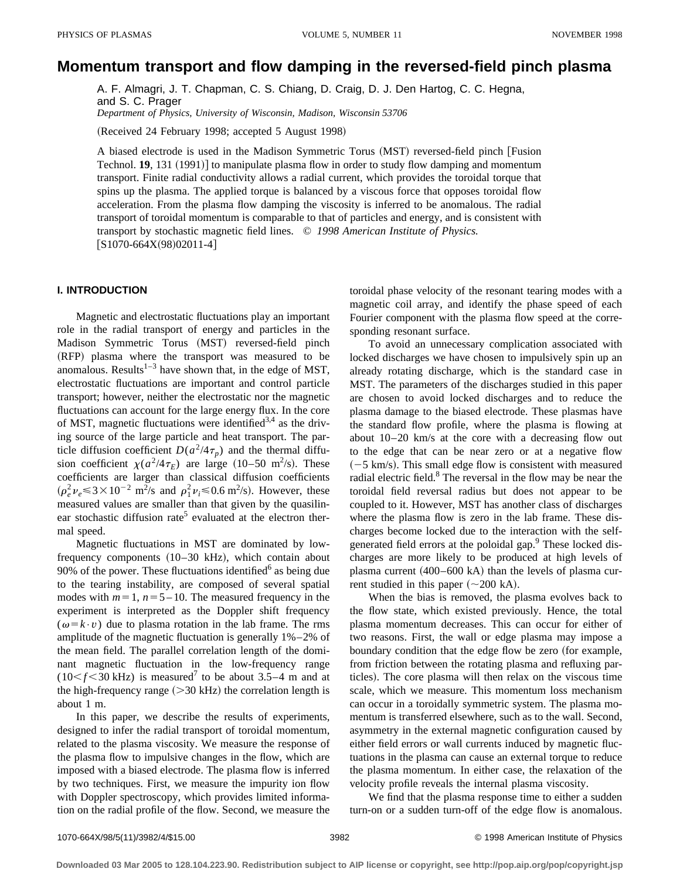# Momentum transport and flow damping in the reversed-field pinch plasma

A. F. Almagri, J. T. Chapman, C. S. Chiang, D. Craig, D. J. Den Hartog, C. C. Hegna, and S. C. Prager

*Department of Physics, University of Wisconsin, Madison, Wisconsin 53706*

(Received 24 February 1998; accepted 5 August 1998)

A biased electrode is used in the Madison Symmetric Torus (MST) reversed-field pinch [Fusion Technol. **19**, 131 (1991)] to manipulate plasma flow in order to study flow damping and momentum transport. Finite radial conductivity allows a radial current, which provides the toroidal torque that spins up the plasma. The applied torque is balanced by a viscous force that opposes toroidal flow acceleration. From the plasma flow damping the viscosity is inferred to be anomalous. The radial transport of toroidal momentum is comparable to that of particles and energy, and is consistent with transport by stochastic magnetic field lines. © *1998 American Institute of Physics.* [S1070-664X(98)02011-4]

## I. INTRODUCTION

Magnetic and electrostatic fluctuations play an important role in the radial transport of energy and particles in the Madison Symmetric Torus (MST) reversed-field pinch (RFP) plasma where the transport was measured to be anomalous. Results[1–3] have shown that, in the edge of MST, electrostatic fluctuations are important and control particle transport; however, neither the electrostatic nor the magnetic fluctuations can account for the large energy flux. In the core of MST, magnetic fluctuations were identified[3,4] as the driving source of the large particle and heat transport. The particle diffusion coefficient $D(a^2/4\tau_p)$ and the thermal diffusion coefficient $\chi(a^2/4\tau_E)$ are large (10–50 m$^2$/s). These coefficients are larger than classical diffusion coefficients ($\rho_e^2\nu_e \leqslant 3\times10^{-2}$ m$^2$/s and $\rho_i^2\nu_i \leqslant 0.6$ m$^2$/s). However, these measured values are smaller than that given by the quasilinear stochastic diffusion rate[5] evaluated at the electron thermal speed.

Magnetic fluctuations in MST are dominated by low-frequency components (10–30 kHz), which contain about 90% of the power. These fluctuations identified[6] as being due to the tearing instability, are composed of several spatial modes with $m=1$, $n=5-10$. The measured frequency in the experiment is interpreted as the Doppler shift frequency ($\omega = k\cdot v$) due to plasma rotation in the lab frame. The rms amplitude of the magnetic fluctuation is generally 1%–2% of the mean field. The parallel correlation length of the dominant magnetic fluctuation in the low-frequency range ($10<f<30$ kHz) is measured[7] to be about 3.5–4 m and at the high-frequency range (>30 kHz) the correlation length is about 1 m.

In this paper, we describe the results of experiments, designed to infer the radial transport of toroidal momentum, related to the plasma viscosity. We measure the response of the plasma flow to impulsive changes in the flow, which are imposed with a biased electrode. The plasma flow is inferred by two techniques. First, we measure the impurity ion flow with Doppler spectroscopy, which provides limited information on the radial profile of the flow. Second, we measure the toroidal phase velocity of the resonant tearing modes with a magnetic coil array, and identify the phase speed of each Fourier component with the plasma flow speed at the corresponding resonant surface.

To avoid an unnecessary complication associated with locked discharges we have chosen to impulsively spin up an already rotating discharge, which is the standard case in MST. The parameters of the discharges studied in this paper are chosen to avoid locked discharges and to reduce the plasma damage to the biased electrode. These plasmas have the standard flow profile, where the plasma is flowing at about 10–20 km/s at the core with a decreasing flow out to the edge that can be near zero or at a negative flow (−5 km/s). This small edge flow is consistent with measured radial electric field.[8] The reversal in the flow may be near the toroidal field reversal radius but does not appear to be coupled to it. However, MST has another class of discharges where the plasma flow is zero in the lab frame. These discharges become locked due to the interaction with the self-generated field errors at the poloidal gap.[9] These locked discharges are more likely to be produced at high levels of plasma current (400–600 kA) than the levels of plasma current studied in this paper (~200 kA).

When the bias is removed, the plasma evolves back to the flow state, which existed previously. Hence, the total plasma momentum decreases. This can occur for either of two reasons. First, the wall or edge plasma may impose a boundary condition that the edge flow be zero (for example, from friction between the rotating plasma and refluxing particles). The core plasma will then relax on the viscous time scale, which we measure. This momentum loss mechanism can occur in a toroidally symmetric system. The plasma momentum is transferred elsewhere, such as to the wall. Second, asymmetry in the external magnetic configuration caused by either field errors or wall currents induced by magnetic fluctuations in the plasma can cause an external torque to reduce the plasma momentum. In either case, the relaxation of the velocity profile reveals the internal plasma viscosity.

We find that the plasma response time to either a sudden turn-on or a sudden turn-off of the edge flow is anomalous.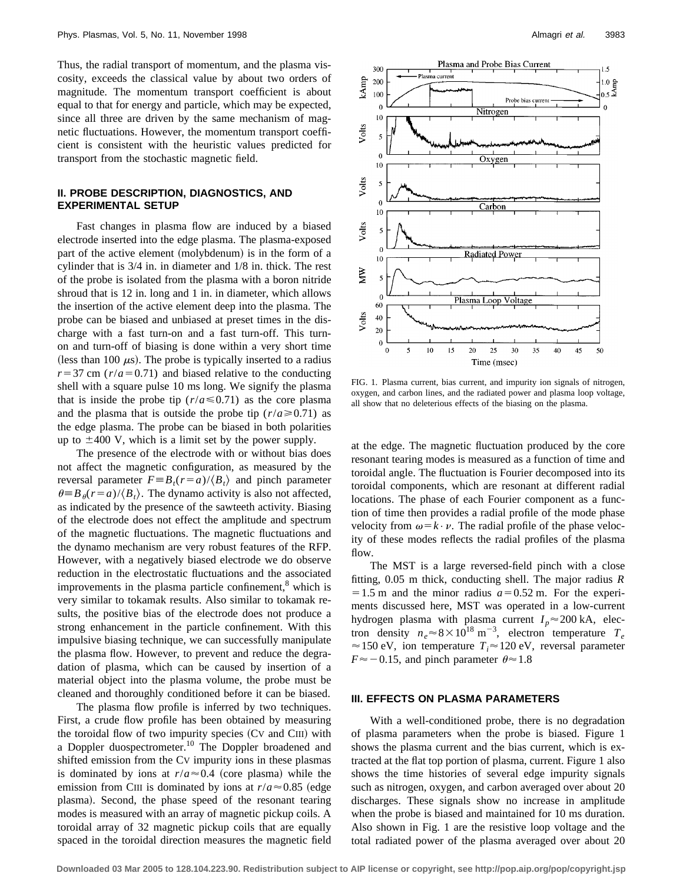Thus, the radial transport of momentum, and the plasma viscosity, exceeds the classical value by about two orders of magnitude. The momentum transport coefficient is about equal to that for energy and particle, which may be expected, since all three are driven by the same mechanism of magnetic fluctuations. However, the momentum transport coefficient is consistent with the heuristic values predicted for transport from the stochastic magnetic field.

## II. PROBE DESCRIPTION, DIAGNOSTICS, AND EXPERIMENTAL SETUP

Fast changes in plasma flow are induced by a biased electrode inserted into the edge plasma. The plasma-exposed part of the active element (molybdenum) is in the form of a cylinder that is 3/4 in. in diameter and 1/8 in. thick. The rest of the probe is isolated from the plasma with a boron nitride shroud that is 12 in. long and 1 in. in diameter, which allows the insertion of the active element deep into the plasma. The probe can be biased and unbiased at preset times in the discharge with a fast turn-on and a fast turn-off. This turn-on and turn-off of biasing is done within a very short time (less than 100 $\mu$s). The probe is typically inserted to a radius $r=37$ cm $(r/a=0.71)$ and biased relative to the conducting shell with a square pulse 10 ms long. We signify the plasma that is inside the probe tip $(r/a\leqslant 0.71)$ as the core plasma and the plasma that is outside the probe tip $(r/a\geqslant 0.71)$ as the edge plasma. The probe can be biased in both polarities up to $\pm 400$ V, which is a limit set by the power supply.

The presence of the electrode with or without bias does not affect the magnetic configuration, as measured by the reversal parameter $F\equiv B_t(r=a)/\langle B_t\rangle$ and pinch parameter $\theta\equiv B_\theta(r=a)/\langle B_t\rangle$. The dynamo activity is also not affected, as indicated by the presence of the sawteeth activity. Biasing of the electrode does not effect the amplitude and spectrum of the magnetic fluctuations. The magnetic fluctuations and the dynamo mechanism are very robust features of the RFP. However, with a negatively biased electrode we do observe reduction in the electrostatic fluctuations and the associated improvements in the plasma particle confinement,[8] which is very similar to tokamak results. Also similar to tokamak results, the positive bias of the electrode does not produce a strong enhancement in the particle confinement. With this impulsive biasing technique, we can successfully manipulate the plasma flow. However, to prevent and reduce the degradation of plasma, which can be caused by insertion of a material object into the plasma volume, the probe must be cleaned and thoroughly conditioned before it can be biased.

The plasma flow profile is inferred by two techniques. First, a crude flow profile has been obtained by measuring the toroidal flow of two impurity species (CV and CIII) with a Doppler duospectrometer.[10] The Doppler broadened and shifted emission from the CV impurity ions in these plasmas is dominated by ions at $r/a\approx 0.4$ (core plasma) while the emission from CIII is dominated by ions at $r/a\approx 0.85$ (edge plasma). Second, the phase speed of the resonant tearing modes is measured with an array of magnetic pickup coils. A toroidal array of 32 magnetic pickup coils that are equally spaced in the toroidal direction measures the magnetic field at the edge. The magnetic fluctuation produced by the core resonant tearing modes is measured as a function of time and toroidal angle. The fluctuation is Fourier decomposed into its toroidal components, which are resonant at different radial locations. The phase of each Fourier component as a function of time then provides a radial profile of the mode phase velocity from $\omega=k\cdot\nu$. The radial profile of the phase velocity of these modes reflects the radial profiles of the plasma flow.

FIG. 1. Plasma current, bias current, and impurity ion signals of nitrogen, oxygen, and carbon lines, and the radiated power and plasma loop voltage, all show that no deleterious effects of the biasing on the plasma.

The MST is a large reversed-field pinch with a close fitting, 0.05 m thick, conducting shell. The major radius $R=1.5$ m and the minor radius $a=0.52$ m. For the experiments discussed here, MST was operated in a low-current hydrogen plasma with plasma current $I_p\approx 200$ kA, electron density $n_e\approx 8\times 10^{18}$ m$^{-3}$, electron temperature $T_e\approx 150$ eV, ion temperature $T_i\approx 120$ eV, reversal parameter $F\approx -0.15$, and pinch parameter $\theta\approx 1.8$

## III. EFFECTS ON PLASMA PARAMETERS

With a well-conditioned probe, there is no degradation of plasma parameters when the probe is biased. Figure 1 shows the plasma current and the bias current, which is extracted at the flat top portion of plasma, current. Figure 1 also shows the time histories of several edge impurity signals such as nitrogen, oxygen, and carbon averaged over about 20 discharges. These signals show no increase in amplitude when the probe is biased and maintained for 10 ms duration. Also shown in Fig. 1 are the resistive loop voltage and the total radiated power of the plasma averaged over about 20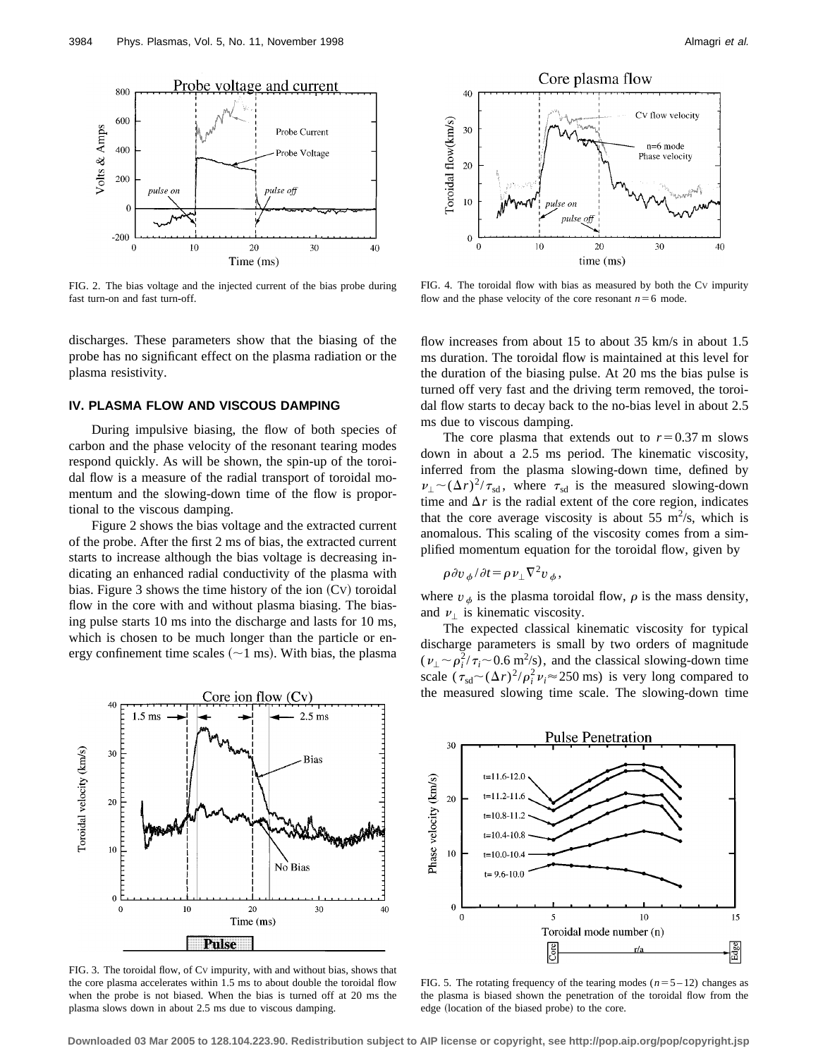FIG. 2. The bias voltage and the injected current of the bias probe during fast turn-on and fast turn-off.

FIG. 4. The toroidal flow with bias as measured by both the CV impurity flow and the phase velocity of the core resonant $n=6$ mode.

discharges. These parameters show that the biasing of the probe has no significant effect on the plasma radiation or the plasma resistivity.

## IV. PLASMA FLOW AND VISCOUS DAMPING

During impulsive biasing, the flow of both species of carbon and the phase velocity of the resonant tearing modes respond quickly. As will be shown, the spin-up of the toroidal flow is a measure of the radial transport of toroidal momentum and the slowing-down time of the flow is proportional to the viscous damping.

Figure 2 shows the bias voltage and the extracted current of the probe. After the first 2 ms of bias, the extracted current starts to increase although the bias voltage is decreasing indicating an enhanced radial conductivity of the plasma with bias. Figure 3 shows the time history of the ion (CV) toroidal flow in the core with and without plasma biasing. The biasing pulse starts 10 ms into the discharge and lasts for 10 ms, which is chosen to be much longer than the particle or energy confinement time scales ($\sim$1 ms). With bias, the plasma flow increases from about 15 to about 35 km/s in about 1.5 ms duration. The toroidal flow is maintained at this level for the duration of the biasing pulse. At 20 ms the bias pulse is turned off very fast and the driving term removed, the toroidal flow starts to decay back to the no-bias level in about 2.5 ms due to viscous damping.

The core plasma that extends out to $r=0.37$ m slows down in about a 2.5 ms period. The kinematic viscosity, inferred from the plasma slowing-down time, defined by $\nu_\perp \sim (\Delta r)^2/\tau_{sd}$, where $\tau_{sd}$ is the measured slowing-down time and $\Delta r$ is the radial extent of the core region, indicates that the core average viscosity is about 55 m$^2$/s, which is anomalous. This scaling of the viscosity comes from a simplified momentum equation for the toroidal flow, given by

$$\rho \partial v_\phi / \partial t = \rho \nu_\perp \nabla^2 v_\phi,$$

where $v_\phi$ is the plasma toroidal flow, $\rho$ is the mass density, and $\nu_\perp$ is kinematic viscosity.

The expected classical kinematic viscosity for typical discharge parameters is small by two orders of magnitude ($\nu_\perp \sim \rho_i^2/\tau_i \sim 0.6$ m$^2$/s), and the classical slowing-down time scale ($\tau_{sd} \sim (\Delta r)^2/\rho_i^2 \nu_i \approx 250$ ms) is very long compared to the measured slowing time scale. The slowing-down time

FIG. 3. The toroidal flow, of CV impurity, with and without bias, shows that the core plasma accelerates within 1.5 ms to about double the toroidal flow when the probe is not biased. When the bias is turned off at 20 ms the plasma slows down in about 2.5 ms due to viscous damping.

FIG. 5. The rotating frequency of the tearing modes ($n=5-12$) changes as the plasma is biased shown the penetration of the toroidal flow from the edge (location of the biased probe) to the core.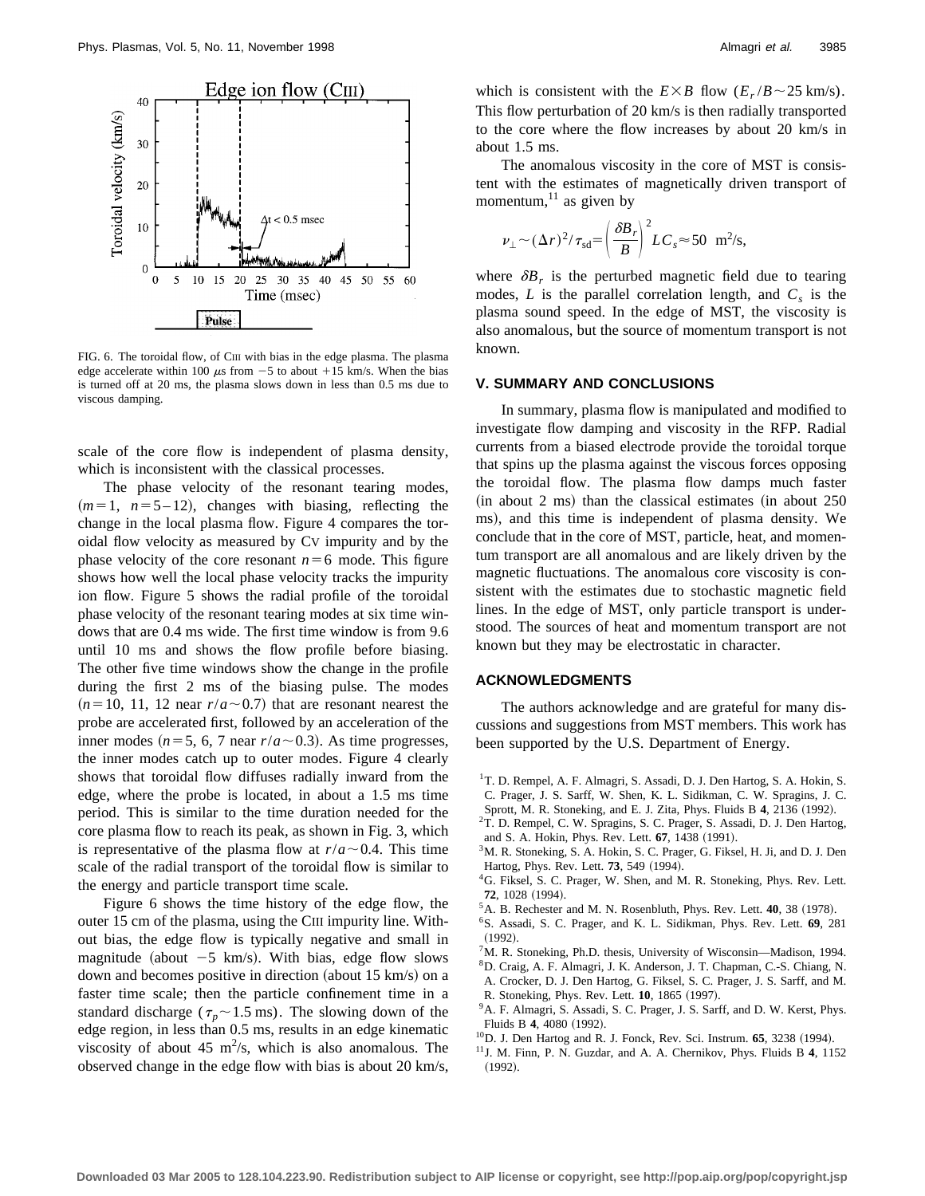Edge ion flow (CIII)

Toroidal velocity (km/s)

40

30

20

10

0

0 5 10 15 20 25 30 35 40 45 50 55 60

Time (msec)

$\Delta t < 0.5$ msec

Pulse

FIG. 6. The toroidal flow, of CIII with bias in the edge plasma. The plasma edge accelerate within 100 $\mu$s from $-5$ to about $+15$ km/s. When the bias is turned off at 20 ms, the plasma slows down in less than 0.5 ms due to viscous damping.

scale of the core flow is independent of plasma density, which is inconsistent with the classical processes.

The phase velocity of the resonant tearing modes, $(m=1,\ n=5-12)$, changes with biasing, reflecting the change in the local plasma flow. Figure 4 compares the toroidal flow velocity as measured by CV impurity and by the phase velocity of the core resonant $n=6$ mode. This figure shows how well the local phase velocity tracks the impurity ion flow. Figure 5 shows the radial profile of the toroidal phase velocity of the resonant tearing modes at six time windows that are 0.4 ms wide. The first time window is from 9.6 until 10 ms and shows the flow profile before biasing. The other five time windows show the change in the profile during the first 2 ms of the biasing pulse. The modes $(n=10,\ 11,\ 12$ near $r/a\sim 0.7)$ that are resonant nearest the probe are accelerated first, followed by an acceleration of the inner modes $(n=5,\ 6,\ 7$ near $r/a\sim 0.3)$. As time progresses, the inner modes catch up to outer modes. Figure 4 clearly shows that toroidal flow diffuses radially inward from the edge, where the probe is located, in about a 1.5 ms time period. This is similar to the time duration needed for the core plasma flow to reach its peak, as shown in Fig. 3, which is representative of the plasma flow at $r/a\sim 0.4$. This time scale of the radial transport of the toroidal flow is similar to the energy and particle transport time scale.

Figure 6 shows the time history of the edge flow, the outer 15 cm of the plasma, using the CIII impurity line. Without bias, the edge flow is typically negative and small in magnitude (about $-5$ km/s). With bias, edge flow slows down and becomes positive in direction (about 15 km/s) on a faster time scale; then the particle confinement time in a standard discharge ($\tau_p\sim 1.5$ ms). The slowing down of the edge region, in less than 0.5 ms, results in an edge kinematic viscosity of about 45 $m^2/s$, which is also anomalous. The observed change in the edge flow with bias is about 20 km/s, which is consistent with the $E\times B$ flow ($E_r/B\sim 25$ km/s). This flow perturbation of 20 km/s is then radially transported to the core where the flow increases by about 20 km/s in about 1.5 ms.

The anomalous viscosity in the core of MST is consistent with the estimates of magnetically driven transport of momentum,[11] as given by

$$\nu_{\perp}\sim(\Delta r)^2/\tau_{\mathrm{sd}}=\left(\frac{\delta B_r}{B}\right)^2 L C_s\approx 50\ \ \mathrm{m}^2/\mathrm{s},$$

where $\delta B_r$ is the perturbed magnetic field due to tearing modes, $L$ is the parallel correlation length, and $C_s$ is the plasma sound speed. In the edge of MST, the viscosity is also anomalous, but the source of momentum transport is not known.

## V. SUMMARY AND CONCLUSIONS

In summary, plasma flow is manipulated and modified to investigate flow damping and viscosity in the RFP. Radial currents from a biased electrode provide the toroidal torque that spins up the plasma against the viscous forces opposing the toroidal flow. The plasma flow damps much faster (in about 2 ms) than the classical estimates (in about 250 ms), and this time is independent of plasma density. We conclude that in the core of MST, particle, heat, and momentum transport are all anomalous and are likely driven by the magnetic fluctuations. The anomalous core viscosity is consistent with the estimates due to stochastic magnetic field lines. In the edge of MST, only particle transport is understood. The sources of heat and momentum transport are not known but they may be electrostatic in character.

## ACKNOWLEDGMENTS

The authors acknowledge and are grateful for many discussions and suggestions from MST members. This work has been supported by the U.S. Department of Energy.

[1] T. D. Rempel, A. F. Almagri, S. Assadi, D. J. Den Hartog, S. A. Hokin, S. C. Prager, J. S. Sarff, W. Shen, K. L. Sidikman, C. W. Spragins, J. C. Sprott, M. R. Stoneking, and E. J. Zita, Phys. Fluids B **4**, 2136 (1992).

[2] T. D. Rempel, C. W. Spragins, S. C. Prager, S. Assadi, D. J. Den Hartog, and S. A. Hokin, Phys. Rev. Lett. **67**, 1438 (1991).

[3] M. R. Stoneking, S. A. Hokin, S. C. Prager, G. Fiksel, H. Ji, and D. J. Den Hartog, Phys. Rev. Lett. **73**, 549 (1994).

[4] G. Fiksel, S. C. Prager, W. Shen, and M. R. Stoneking, Phys. Rev. Lett. **72**, 1028 (1994).

[5] A. B. Rechester and M. N. Rosenbluth, Phys. Rev. Lett. **40**, 38 (1978).

[6] S. Assadi, S. C. Prager, and K. L. Sidikman, Phys. Rev. Lett. **69**, 281 (1992).

[7] M. R. Stoneking, Ph.D. thesis, University of Wisconsin—Madison, 1994.

[8] D. Craig, A. F. Almagri, J. K. Anderson, J. T. Chapman, C.-S. Chiang, N. A. Crocker, D. J. Den Hartog, G. Fiksel, S. C. Prager, J. S. Sarff, and M. R. Stoneking, Phys. Rev. Lett. **10**, 1865 (1997).

[9] A. F. Almagri, S. Assadi, S. C. Prager, J. S. Sarff, and D. W. Kerst, Phys. Fluids B **4**, 4080 (1992).

[10] D. J. Den Hartog and R. J. Fonck, Rev. Sci. Instrum. **65**, 3238 (1994).

[11] J. M. Finn, P. N. Guzdar, and A. A. Chernikov, Phys. Fluids B **4**, 1152 (1992).